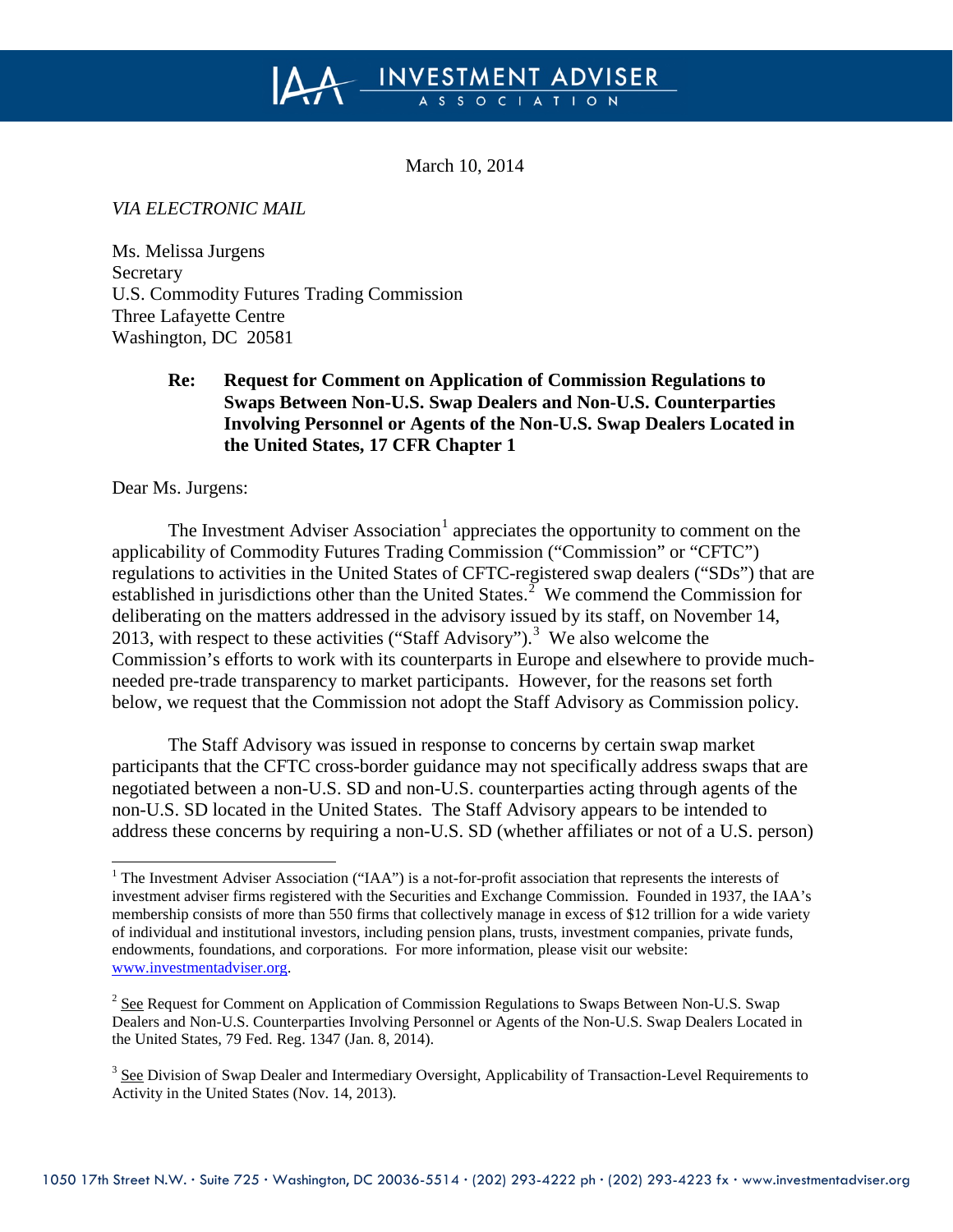# INVESTMENT ADVISER ASSOCIATION

March 10, 2014

*VIA ELECTRONIC MAIL*

Ms. Melissa Jurgens
Secretary
U.S. Commodity Futures Trading Commission
Three Lafayette Centre
Washington, DC 20581

**Re: Request for Comment on Application of Commission Regulations to Swaps Between Non-U.S. Swap Dealers and Non-U.S. Counterparties Involving Personnel or Agents of the Non-U.S. Swap Dealers Located in the United States, 17 CFR Chapter 1**

Dear Ms. Jurgens:

The Investment Adviser Association[1] appreciates the opportunity to comment on the applicability of Commodity Futures Trading Commission ("Commission" or "CFTC") regulations to activities in the United States of CFTC-registered swap dealers ("SDs") that are established in jurisdictions other than the United States.[2] We commend the Commission for deliberating on the matters addressed in the advisory issued by its staff, on November 14, 2013, with respect to these activities ("Staff Advisory").[3] We also welcome the Commission's efforts to work with its counterparts in Europe and elsewhere to provide much-needed pre-trade transparency to market participants. However, for the reasons set forth below, we request that the Commission not adopt the Staff Advisory as Commission policy.

The Staff Advisory was issued in response to concerns by certain swap market participants that the CFTC cross-border guidance may not specifically address swaps that are negotiated between a non-U.S. SD and non-U.S. counterparties acting through agents of the non-U.S. SD located in the United States. The Staff Advisory appears to be intended to address these concerns by requiring a non-U.S. SD (whether affiliates or not of a U.S. person)

---

[1] The Investment Adviser Association ("IAA") is a not-for-profit association that represents the interests of investment adviser firms registered with the Securities and Exchange Commission. Founded in 1937, the IAA's membership consists of more than 550 firms that collectively manage in excess of $12 trillion for a wide variety of individual and institutional investors, including pension plans, trusts, investment companies, private funds, endowments, foundations, and corporations. For more information, please visit our website: www.investmentadviser.org.

[2] See Request for Comment on Application of Commission Regulations to Swaps Between Non-U.S. Swap Dealers and Non-U.S. Counterparties Involving Personnel or Agents of the Non-U.S. Swap Dealers Located in the United States, 79 Fed. Reg. 1347 (Jan. 8, 2014).

[3] See Division of Swap Dealer and Intermediary Oversight, Applicability of Transaction-Level Requirements to Activity in the United States (Nov. 14, 2013).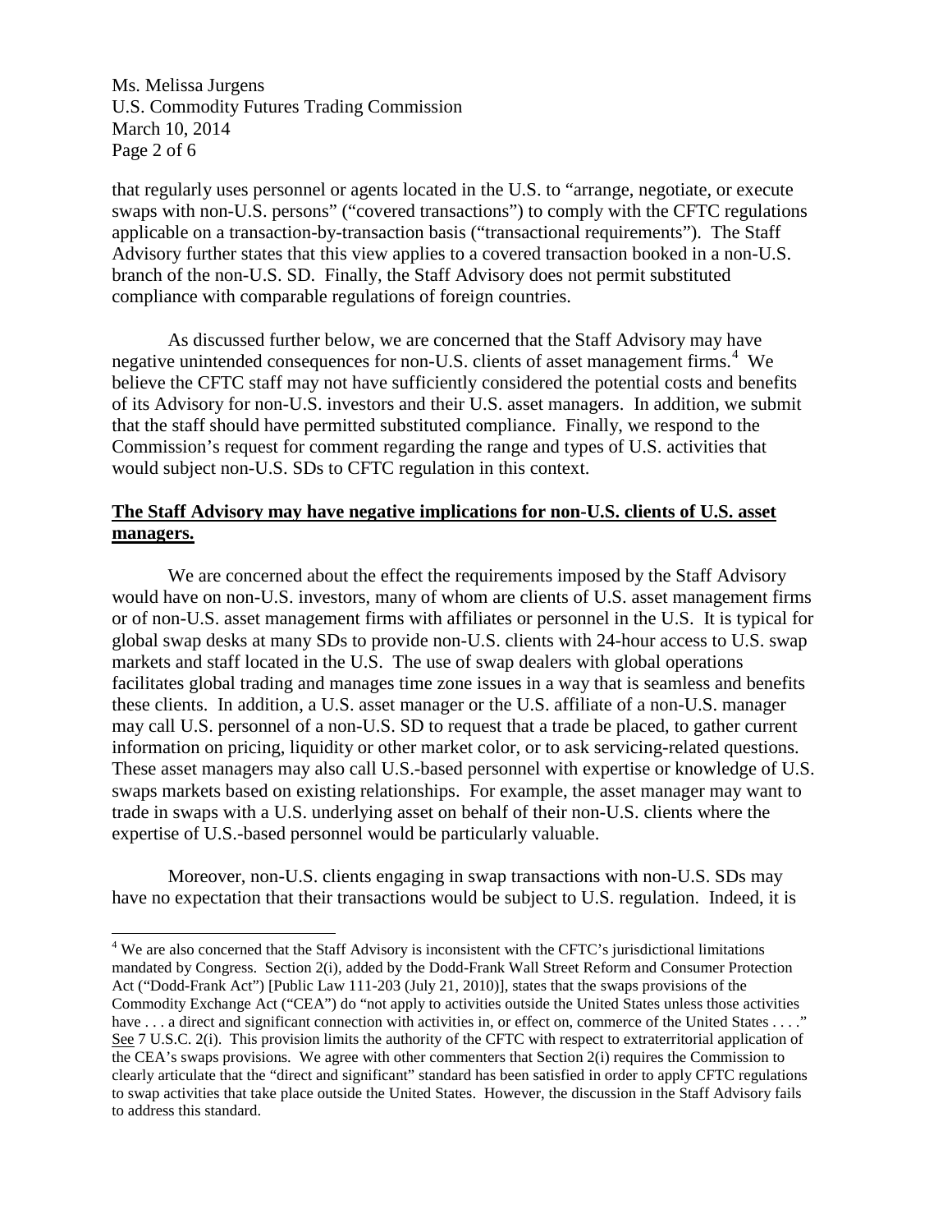that regularly uses personnel or agents located in the U.S. to "arrange, negotiate, or execute swaps with non-U.S. persons" ("covered transactions") to comply with the CFTC regulations applicable on a transaction-by-transaction basis ("transactional requirements"). The Staff Advisory further states that this view applies to a covered transaction booked in a non-U.S. branch of the non-U.S. SD. Finally, the Staff Advisory does not permit substituted compliance with comparable regulations of foreign countries.

As discussed further below, we are concerned that the Staff Advisory may have negative unintended consequences for non-U.S. clients of asset management firms.[4] We believe the CFTC staff may not have sufficiently considered the potential costs and benefits of its Advisory for non-U.S. investors and their U.S. asset managers. In addition, we submit that the staff should have permitted substituted compliance. Finally, we respond to the Commission's request for comment regarding the range and types of U.S. activities that would subject non-U.S. SDs to CFTC regulation in this context.

**The Staff Advisory may have negative implications for non-U.S. clients of U.S. asset managers.**

We are concerned about the effect the requirements imposed by the Staff Advisory would have on non-U.S. investors, many of whom are clients of U.S. asset management firms or of non-U.S. asset management firms with affiliates or personnel in the U.S. It is typical for global swap desks at many SDs to provide non-U.S. clients with 24-hour access to U.S. swap markets and staff located in the U.S. The use of swap dealers with global operations facilitates global trading and manages time zone issues in a way that is seamless and benefits these clients. In addition, a U.S. asset manager or the U.S. affiliate of a non-U.S. manager may call U.S. personnel of a non-U.S. SD to request that a trade be placed, to gather current information on pricing, liquidity or other market color, or to ask servicing-related questions. These asset managers may also call U.S.-based personnel with expertise or knowledge of U.S. swaps markets based on existing relationships. For example, the asset manager may want to trade in swaps with a U.S. underlying asset on behalf of their non-U.S. clients where the expertise of U.S.-based personnel would be particularly valuable.

Moreover, non-U.S. clients engaging in swap transactions with non-U.S. SDs may have no expectation that their transactions would be subject to U.S. regulation. Indeed, it is

---

[4] We are also concerned that the Staff Advisory is inconsistent with the CFTC's jurisdictional limitations mandated by Congress. Section 2(i), added by the Dodd-Frank Wall Street Reform and Consumer Protection Act ("Dodd-Frank Act") [Public Law 111-203 (July 21, 2010)], states that the swaps provisions of the Commodity Exchange Act ("CEA") do "not apply to activities outside the United States unless those activities have . . . a direct and significant connection with activities in, or effect on, commerce of the United States . . . ." See 7 U.S.C. 2(i). This provision limits the authority of the CFTC with respect to extraterritorial application of the CEA's swaps provisions. We agree with other commenters that Section 2(i) requires the Commission to clearly articulate that the "direct and significant" standard has been satisfied in order to apply CFTC regulations to swap activities that take place outside the United States. However, the discussion in the Staff Advisory fails to address this standard.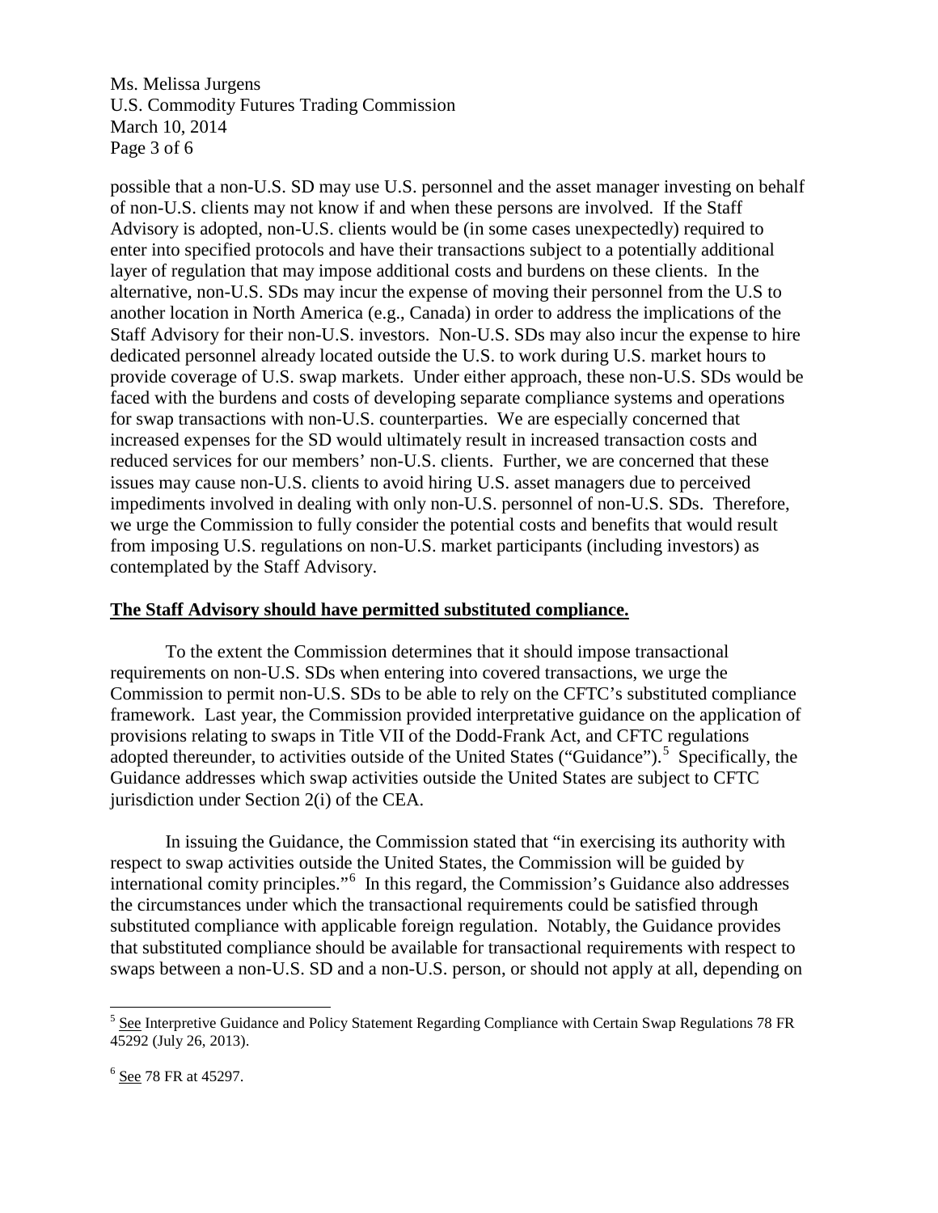possible that a non-U.S. SD may use U.S. personnel and the asset manager investing on behalf of non-U.S. clients may not know if and when these persons are involved. If the Staff Advisory is adopted, non-U.S. clients would be (in some cases unexpectedly) required to enter into specified protocols and have their transactions subject to a potentially additional layer of regulation that may impose additional costs and burdens on these clients. In the alternative, non-U.S. SDs may incur the expense of moving their personnel from the U.S to another location in North America (e.g., Canada) in order to address the implications of the Staff Advisory for their non-U.S. investors. Non-U.S. SDs may also incur the expense to hire dedicated personnel already located outside the U.S. to work during U.S. market hours to provide coverage of U.S. swap markets. Under either approach, these non-U.S. SDs would be faced with the burdens and costs of developing separate compliance systems and operations for swap transactions with non-U.S. counterparties. We are especially concerned that increased expenses for the SD would ultimately result in increased transaction costs and reduced services for our members' non-U.S. clients. Further, we are concerned that these issues may cause non-U.S. clients to avoid hiring U.S. asset managers due to perceived impediments involved in dealing with only non-U.S. personnel of non-U.S. SDs. Therefore, we urge the Commission to fully consider the potential costs and benefits that would result from imposing U.S. regulations on non-U.S. market participants (including investors) as contemplated by the Staff Advisory.

**The Staff Advisory should have permitted substituted compliance.**

To the extent the Commission determines that it should impose transactional requirements on non-U.S. SDs when entering into covered transactions, we urge the Commission to permit non-U.S. SDs to be able to rely on the CFTC's substituted compliance framework. Last year, the Commission provided interpretative guidance on the application of provisions relating to swaps in Title VII of the Dodd-Frank Act, and CFTC regulations adopted thereunder, to activities outside of the United States ("Guidance").[5] Specifically, the Guidance addresses which swap activities outside the United States are subject to CFTC jurisdiction under Section 2(i) of the CEA.

In issuing the Guidance, the Commission stated that "in exercising its authority with respect to swap activities outside the United States, the Commission will be guided by international comity principles."[6] In this regard, the Commission's Guidance also addresses the circumstances under which the transactional requirements could be satisfied through substituted compliance with applicable foreign regulation. Notably, the Guidance provides that substituted compliance should be available for transactional requirements with respect to swaps between a non-U.S. SD and a non-U.S. person, or should not apply at all, depending on

---

[5] See Interpretive Guidance and Policy Statement Regarding Compliance with Certain Swap Regulations 78 FR 45292 (July 26, 2013).

[6] See 78 FR at 45297.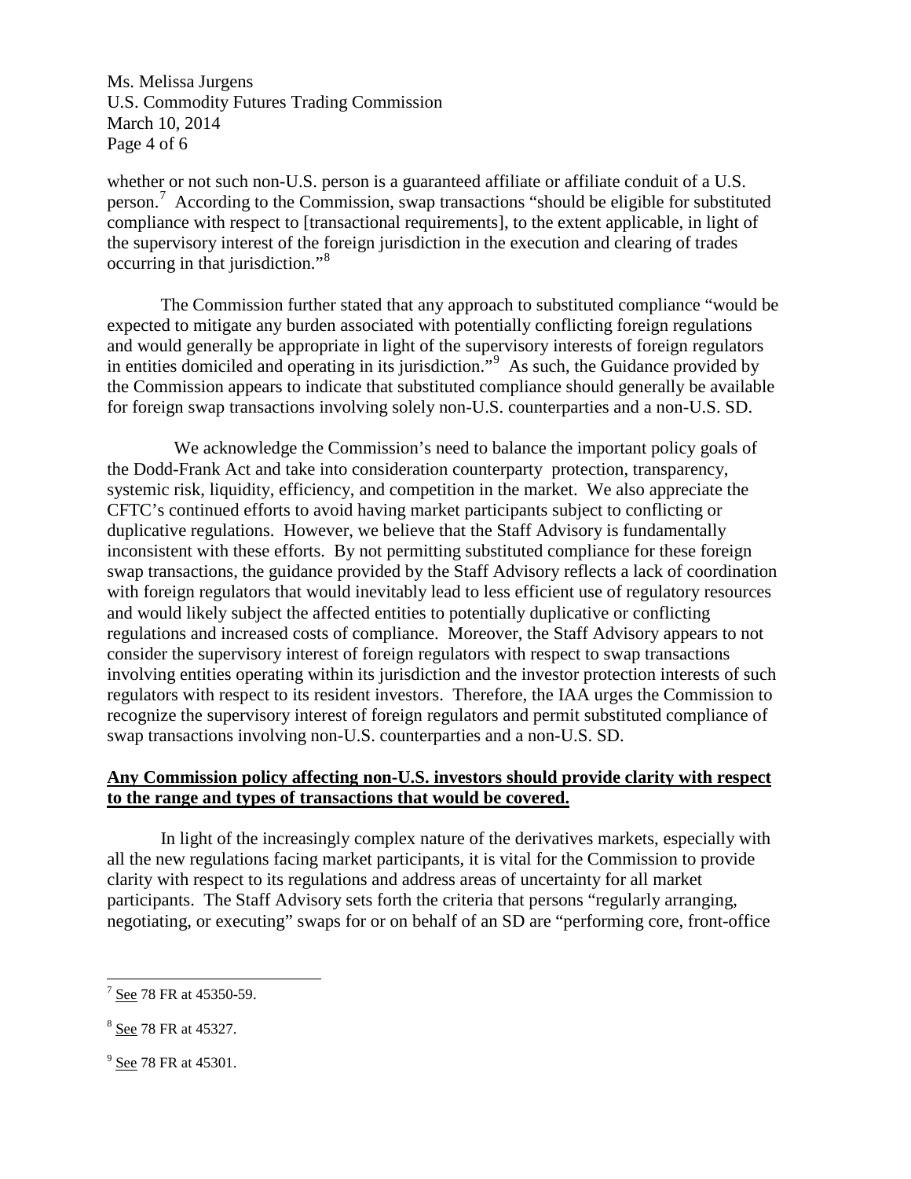whether or not such non-U.S. person is a guaranteed affiliate or affiliate conduit of a U.S. person.[7] According to the Commission, swap transactions "should be eligible for substituted compliance with respect to [transactional requirements], to the extent applicable, in light of the supervisory interest of the foreign jurisdiction in the execution and clearing of trades occurring in that jurisdiction."[8]

The Commission further stated that any approach to substituted compliance "would be expected to mitigate any burden associated with potentially conflicting foreign regulations and would generally be appropriate in light of the supervisory interests of foreign regulators in entities domiciled and operating in its jurisdiction."[9] As such, the Guidance provided by the Commission appears to indicate that substituted compliance should generally be available for foreign swap transactions involving solely non-U.S. counterparties and a non-U.S. SD.

We acknowledge the Commission's need to balance the important policy goals of the Dodd-Frank Act and take into consideration counterparty protection, transparency, systemic risk, liquidity, efficiency, and competition in the market. We also appreciate the CFTC's continued efforts to avoid having market participants subject to conflicting or duplicative regulations. However, we believe that the Staff Advisory is fundamentally inconsistent with these efforts. By not permitting substituted compliance for these foreign swap transactions, the guidance provided by the Staff Advisory reflects a lack of coordination with foreign regulators that would inevitably lead to less efficient use of regulatory resources and would likely subject the affected entities to potentially duplicative or conflicting regulations and increased costs of compliance. Moreover, the Staff Advisory appears to not consider the supervisory interest of foreign regulators with respect to swap transactions involving entities operating within its jurisdiction and the investor protection interests of such regulators with respect to its resident investors. Therefore, the IAA urges the Commission to recognize the supervisory interest of foreign regulators and permit substituted compliance of swap transactions involving non-U.S. counterparties and a non-U.S. SD.

**Any Commission policy affecting non-U.S. investors should provide clarity with respect to the range and types of transactions that would be covered.**

In light of the increasingly complex nature of the derivatives markets, especially with all the new regulations facing market participants, it is vital for the Commission to provide clarity with respect to its regulations and address areas of uncertainty for all market participants. The Staff Advisory sets forth the criteria that persons "regularly arranging, negotiating, or executing" swaps for or on behalf of an SD are "performing core, front-office

---

[7] See 78 FR at 45350-59.

[8] See 78 FR at 45327.

[9] See 78 FR at 45301.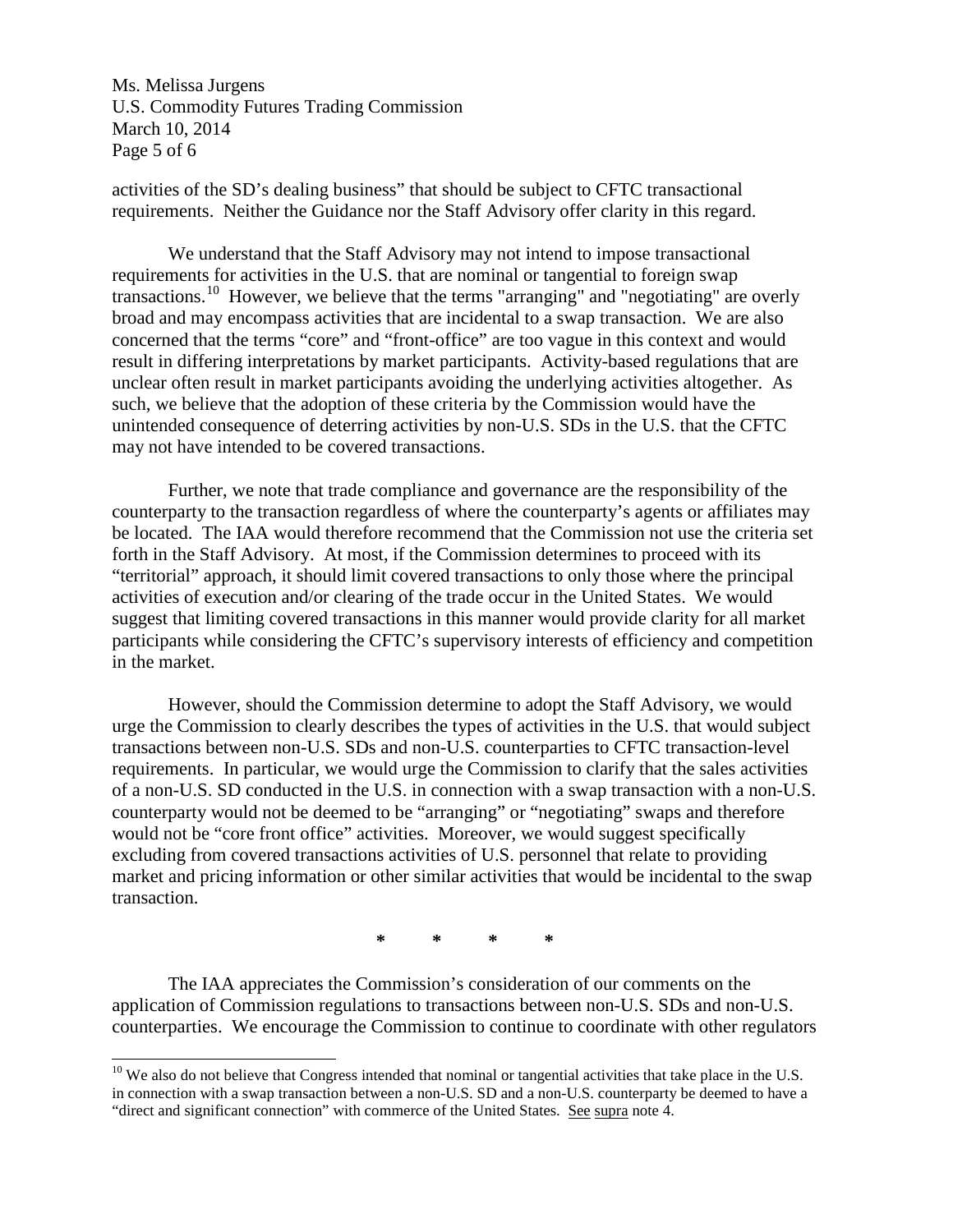activities of the SD's dealing business" that should be subject to CFTC transactional requirements. Neither the Guidance nor the Staff Advisory offer clarity in this regard.

We understand that the Staff Advisory may not intend to impose transactional requirements for activities in the U.S. that are nominal or tangential to foreign swap transactions.[10] However, we believe that the terms "arranging" and "negotiating" are overly broad and may encompass activities that are incidental to a swap transaction. We are also concerned that the terms "core" and "front-office" are too vague in this context and would result in differing interpretations by market participants. Activity-based regulations that are unclear often result in market participants avoiding the underlying activities altogether. As such, we believe that the adoption of these criteria by the Commission would have the unintended consequence of deterring activities by non-U.S. SDs in the U.S. that the CFTC may not have intended to be covered transactions.

Further, we note that trade compliance and governance are the responsibility of the counterparty to the transaction regardless of where the counterparty's agents or affiliates may be located. The IAA would therefore recommend that the Commission not use the criteria set forth in the Staff Advisory. At most, if the Commission determines to proceed with its "territorial" approach, it should limit covered transactions to only those where the principal activities of execution and/or clearing of the trade occur in the United States. We would suggest that limiting covered transactions in this manner would provide clarity for all market participants while considering the CFTC's supervisory interests of efficiency and competition in the market.

However, should the Commission determine to adopt the Staff Advisory, we would urge the Commission to clearly describes the types of activities in the U.S. that would subject transactions between non-U.S. SDs and non-U.S. counterparties to CFTC transaction-level requirements. In particular, we would urge the Commission to clarify that the sales activities of a non-U.S. SD conducted in the U.S. in connection with a swap transaction with a non-U.S. counterparty would not be deemed to be "arranging" or "negotiating" swaps and therefore would not be "core front office" activities. Moreover, we would suggest specifically excluding from covered transactions activities of U.S. personnel that relate to providing market and pricing information or other similar activities that would be incidental to the swap transaction.

\* \* \* \*

The IAA appreciates the Commission's consideration of our comments on the application of Commission regulations to transactions between non-U.S. SDs and non-U.S. counterparties. We encourage the Commission to continue to coordinate with other regulators

---

[10] We also do not believe that Congress intended that nominal or tangential activities that take place in the U.S. in connection with a swap transaction between a non-U.S. SD and a non-U.S. counterparty be deemed to have a "direct and significant connection" with commerce of the United States. See supra note 4.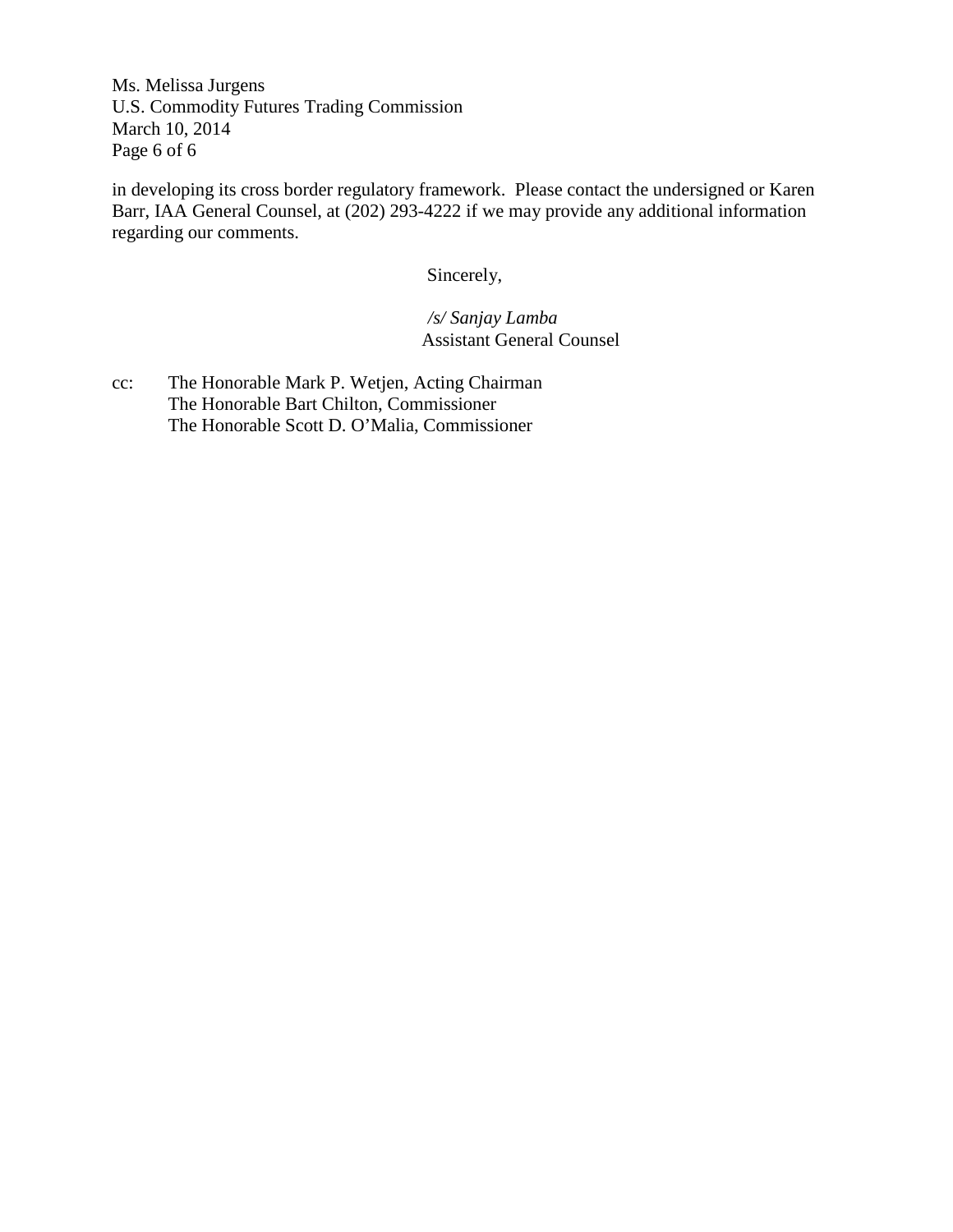in developing its cross border regulatory framework. Please contact the undersigned or Karen Barr, IAA General Counsel, at (202) 293-4222 if we may provide any additional information regarding our comments.

Sincerely,

*/s/ Sanjay Lamba*
Assistant General Counsel

cc: The Honorable Mark P. Wetjen, Acting Chairman
The Honorable Bart Chilton, Commissioner
The Honorable Scott D. O'Malia, Commissioner